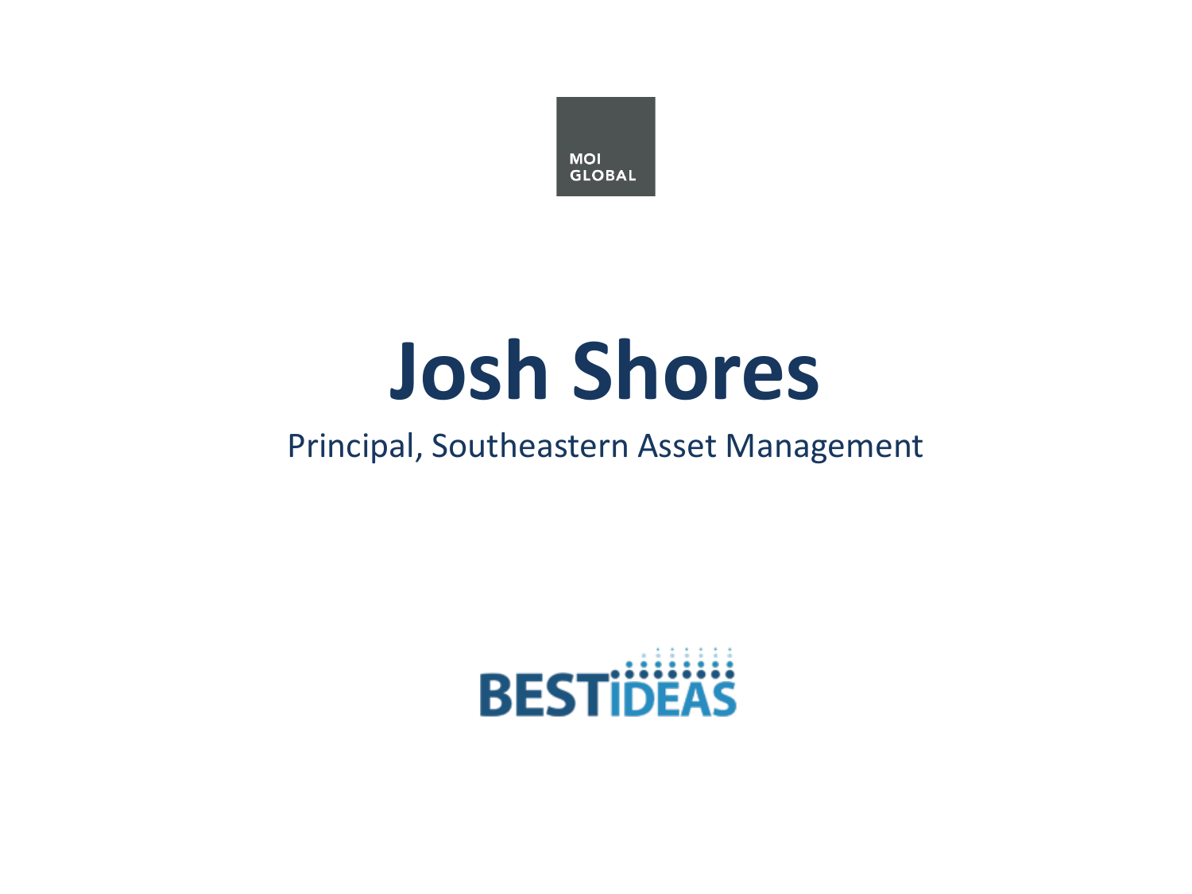MOI GLOBAL

# Josh Shores

Principal, Southeastern Asset Management

BESTIDEAS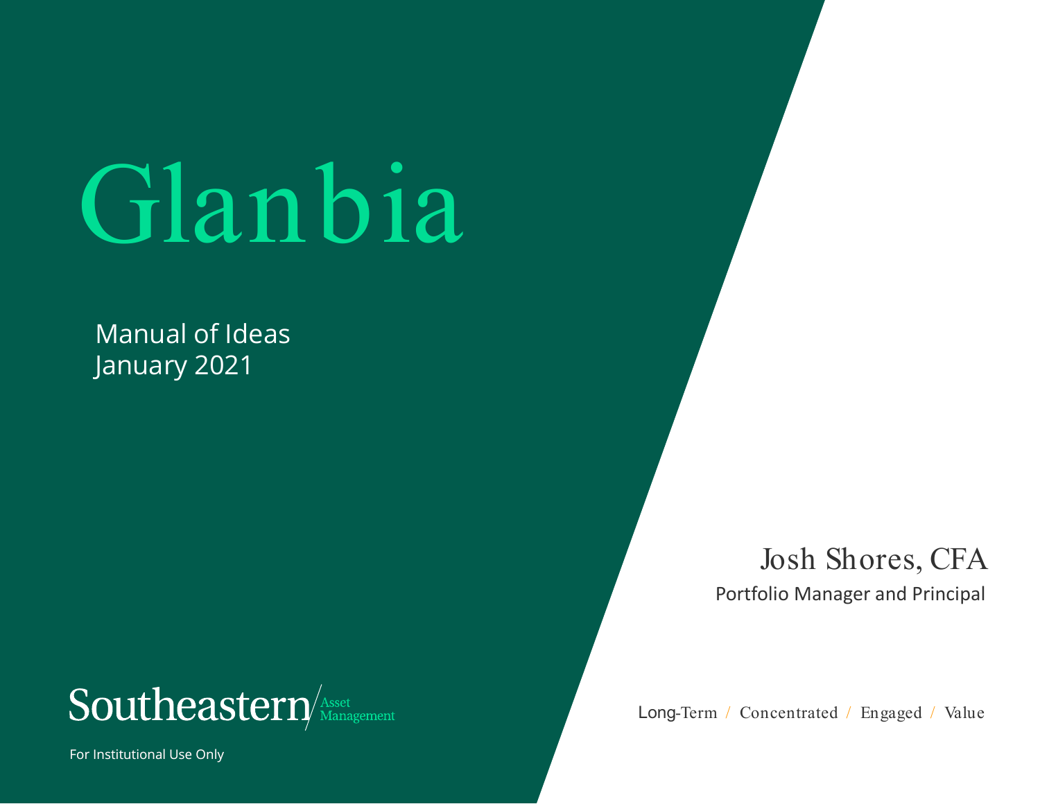# Glanbia

Manual of Ideas
January 2021

Josh Shores, CFA
Portfolio Manager and Principal

Southeastern Asset Management

Long-Term / Concentrated / Engaged / Value

For Institutional Use Only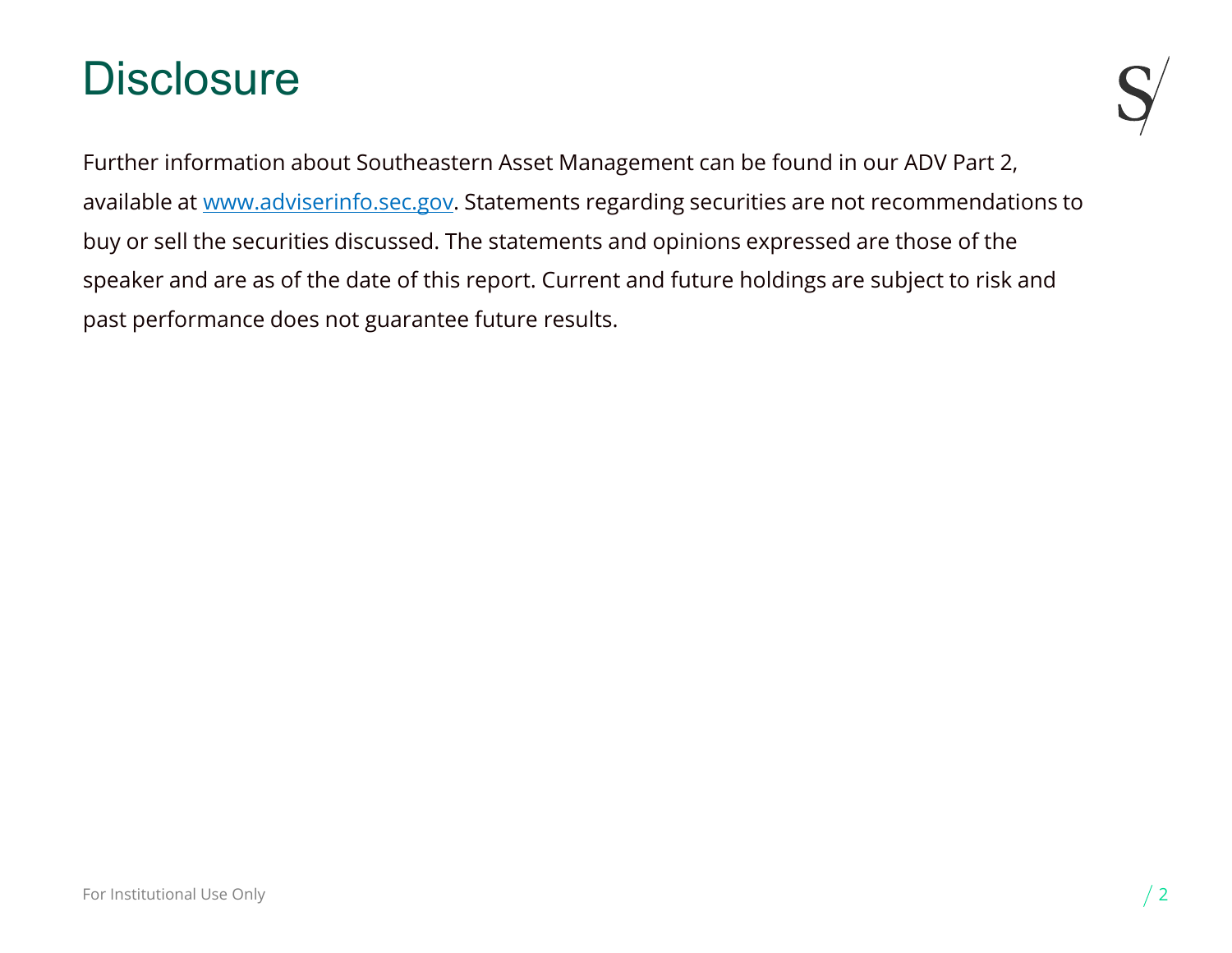# Disclosure

Further information about Southeastern Asset Management can be found in our ADV Part 2, available at [www.adviserinfo.sec.gov](http://www.adviserinfo.sec.gov). Statements regarding securities are not recommendations to buy or sell the securities discussed. The statements and opinions expressed are those of the speaker and are as of the date of this report. Current and future holdings are subject to risk and past performance does not guarantee future results.

For Institutional Use Only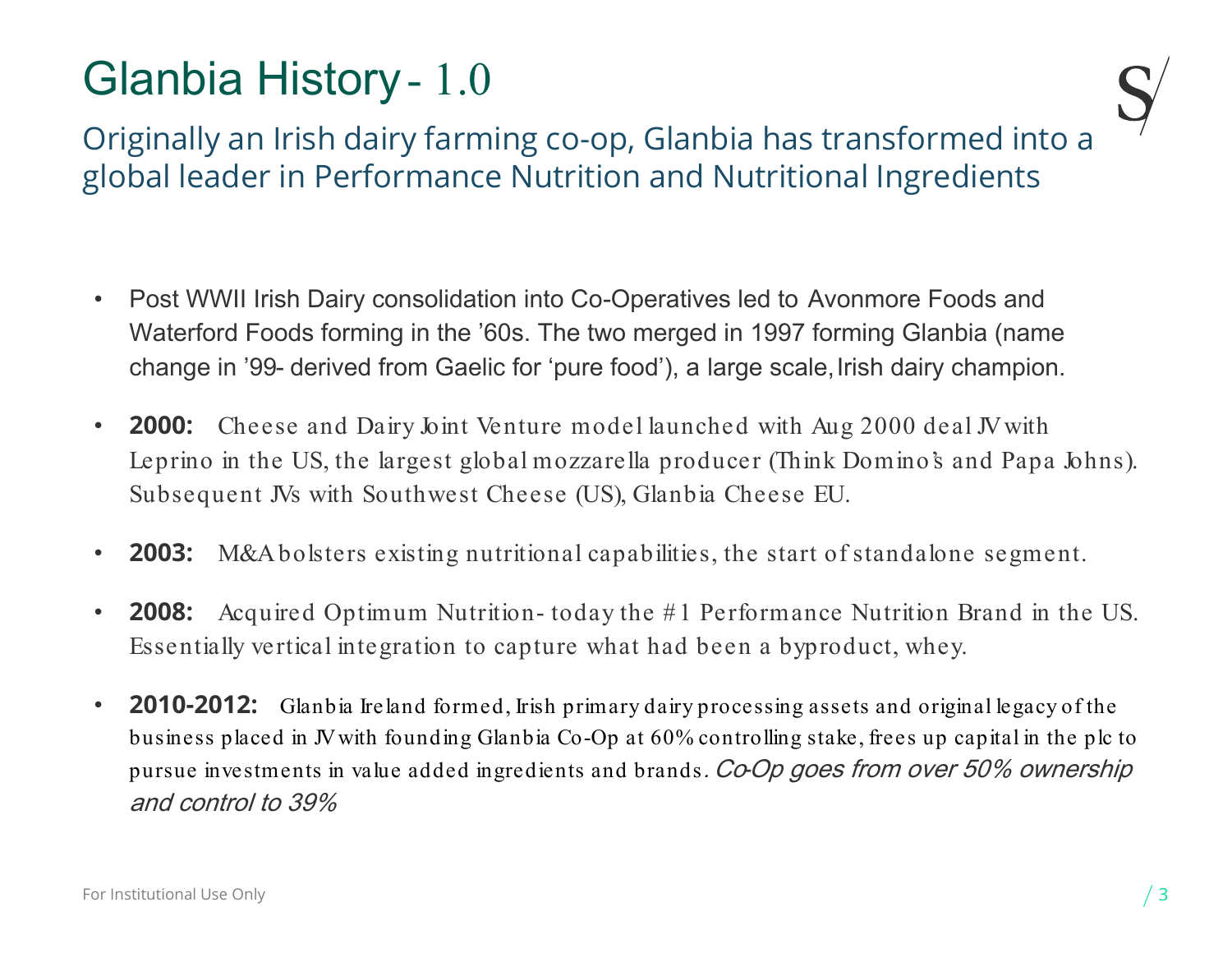# Glanbia History - 1.0

## Originally an Irish dairy farming co-op, Glanbia has transformed into a global leader in Performance Nutrition and Nutritional Ingredients

- Post WWII Irish Dairy consolidation into Co-Operatives led to Avonmore Foods and Waterford Foods forming in the ’60s. The two merged in 1997 forming Glanbia (name change in ’99- derived from Gaelic for ‘pure food’), a large scale, Irish dairy champion.
- **2000:** Cheese and Dairy Joint Venture model launched with Aug 2000 deal JV with Leprino in the US, the largest global mozzarella producer (Think Domino’s and Papa Johns). Subsequent JVs with Southwest Cheese (US), Glanbia Cheese EU.
- **2003:** M&A bolsters existing nutritional capabilities, the start of standalone segment.
- **2008:** Acquired Optimum Nutrition- today the #1 Performance Nutrition Brand in the US. Essentially vertical integration to capture what had been a byproduct, whey.
- **2010-2012:** Glanbia Ireland formed, Irish primary dairy processing assets and original legacy of the business placed in JV with founding Glanbia Co-Op at 60% controlling stake, frees up capital in the plc to pursue investments in value added ingredients and brands. *Co-Op goes from over 50% ownership and control to 39%*

For Institutional Use Only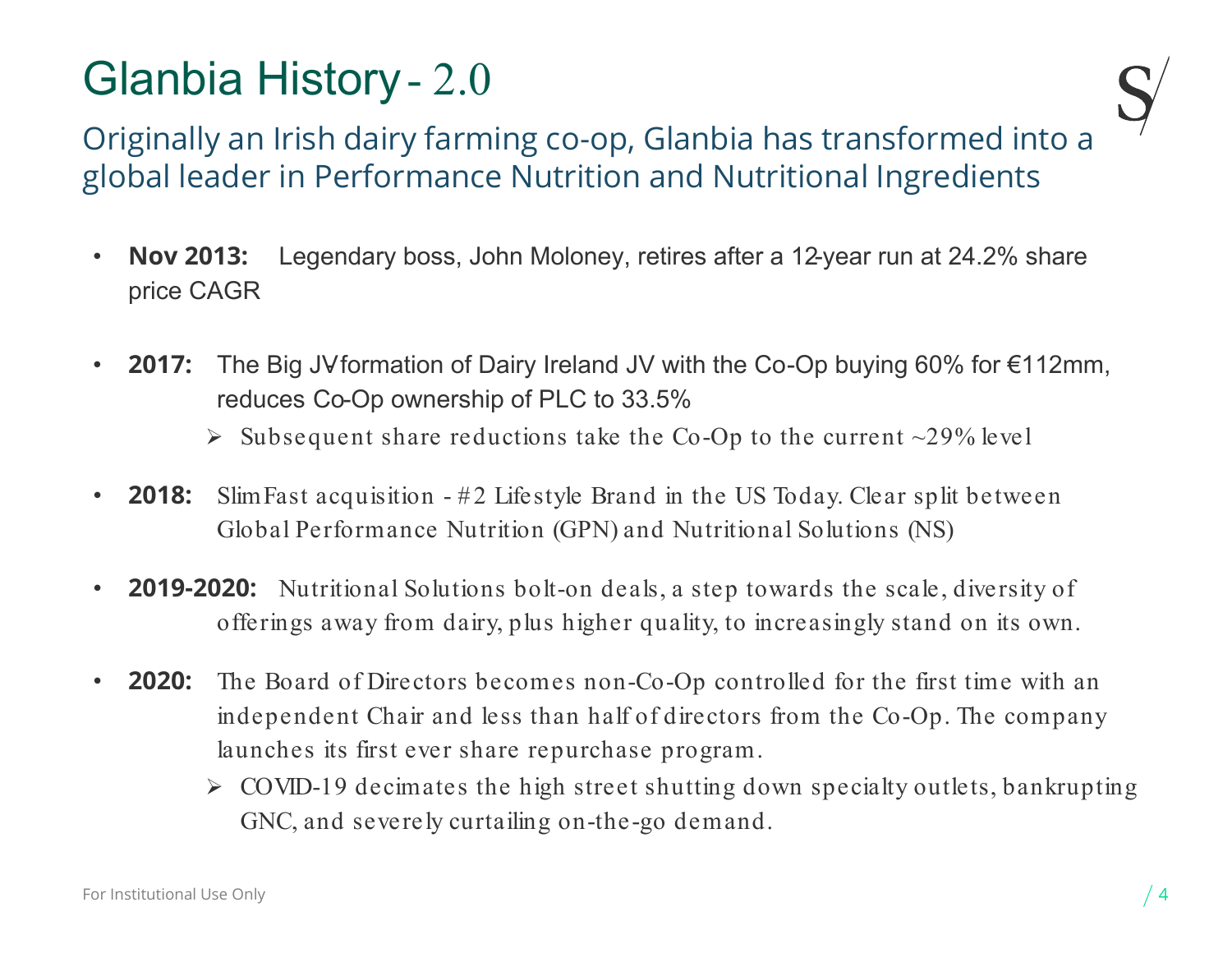# Glanbia History - 2.0

## Originally an Irish dairy farming co-op, Glanbia has transformed into a global leader in Performance Nutrition and Nutritional Ingredients

- **Nov 2013:** Legendary boss, John Moloney, retires after a 12-year run at 24.2% share price CAGR

- **2017:** The Big JV formation of Dairy Ireland JV with the Co-Op buying 60% for €112mm, reduces Co-Op ownership of PLC to 33.5%
  - Subsequent share reductions take the Co-Op to the current ~29% level

- **2018:** SlimFast acquisition - #2 Lifestyle Brand in the US Today. Clear split between Global Performance Nutrition (GPN) and Nutritional Solutions (NS)

- **2019-2020:** Nutritional Solutions bolt-on deals, a step towards the scale, diversity of offerings away from dairy, plus higher quality, to increasingly stand on its own.

- **2020:** The Board of Directors becomes non-Co-Op controlled for the first time with an independent Chair and less than half of directors from the Co-Op. The company launches its first ever share repurchase program.
  - COVID-19 decimates the high street shutting down specialty outlets, bankrupting GNC, and severely curtailing on-the-go demand.

For Institutional Use Only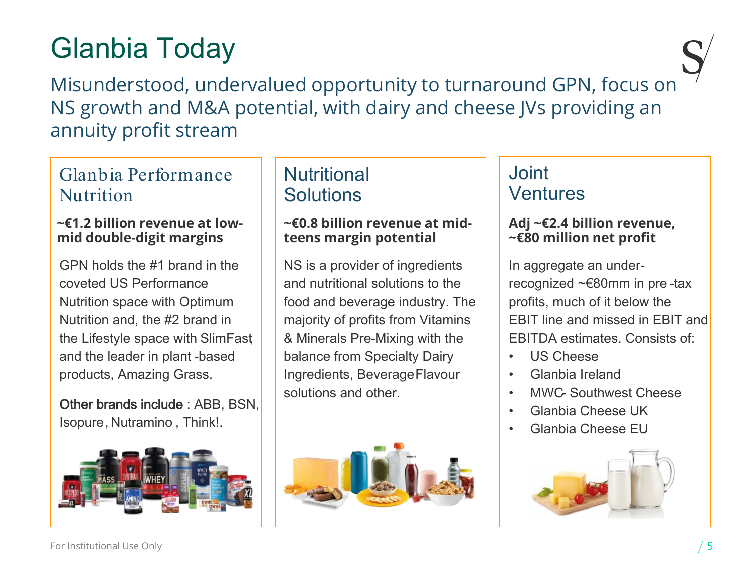# Glanbia Today

Misunderstood, undervalued opportunity to turnaround GPN, focus on NS growth and M&A potential, with dairy and cheese JVs providing an annuity profit stream

## Glanbia Performance Nutrition

**~€1.2 billion revenue at low-mid double-digit margins**

GPN holds the #1 brand in the coveted US Performance Nutrition space with Optimum Nutrition and, the #2 brand in the Lifestyle space with SlimFast, and the leader in plant-based products, Amazing Grass.

Other brands include: ABB, BSN, Isopure, Nutramino, Think!.

## Nutritional Solutions

**~€0.8 billion revenue at mid-teens margin potential**

NS is a provider of ingredients and nutritional solutions to the food and beverage industry. The majority of profits from Vitamins & Minerals Pre-Mixing with the balance from Specialty Dairy Ingredients, Beverage Flavour solutions and other.

## Joint Ventures

**Adj ~€2.4 billion revenue, ~€80 million net profit**

In aggregate an under-recognized ~€80mm in pre-tax profits, much of it below the EBIT line and missed in EBIT and EBITDA estimates. Consists of:

- US Cheese
- Glanbia Ireland
- MWC- Southwest Cheese
- Glanbia Cheese UK
- Glanbia Cheese EU

For Institutional Use Only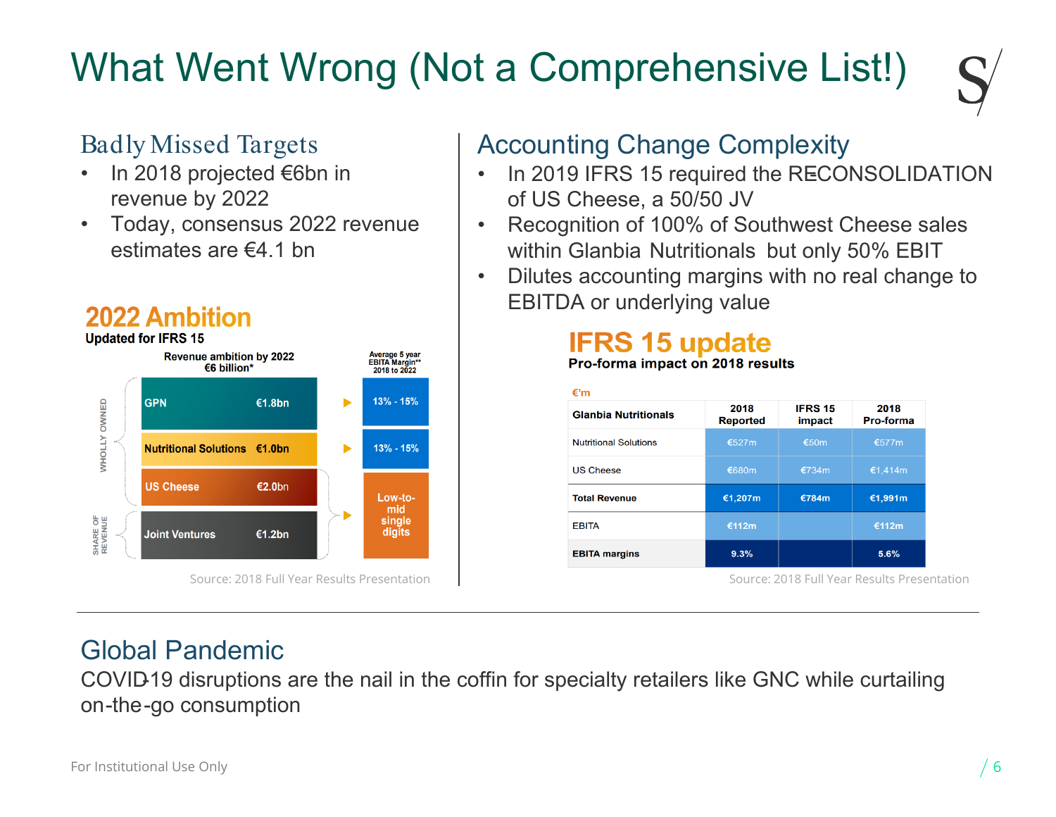# What Went Wrong (Not a Comprehensive List!)

## Badly Missed Targets

- In 2018 projected €6bn in revenue by 2022
- Today, consensus 2022 revenue estimates are €4.1 bn

**2022 Ambition**

**Updated for IFRS 15**

| | Revenue ambition by 2022 €6 billion* | | Average 5 year EBITA Margin** 2018 to 2022 |
|---|---|---|---|
| WHOLLY OWNED | GPN | €1.8bn | 13% - 15% |
| WHOLLY OWNED | Nutritional Solutions | €1.0bn | 13% - 15% |
| WHOLLY OWNED | US Cheese | €2.0bn | Low-to-mid single digits |
| SHARE OF REVENUE | Joint Ventures | €1.2bn | Low-to-mid single digits |

Source: 2018 Full Year Results Presentation

## Accounting Change Complexity

- In 2019 IFRS 15 required the RECONSOLIDATION of US Cheese, a 50/50 JV
- Recognition of 100% of Southwest Cheese sales within Glanbia Nutritionals but only 50% EBIT
- Dilutes accounting margins with no real change to EBITDA or underlying value

**IFRS 15 update**

**Pro-forma impact on 2018 results**

€'m

| Glanbia Nutritionals | 2018 Reported | IFRS 15 impact | 2018 Pro-forma |
|---|---|---|---|
| Nutritional Solutions | €527m | €50m | €577m |
| US Cheese | €680m | €734m | €1,414m |
| **Total Revenue** | **€1,207m** | **€784m** | **€1,991m** |
| EBITA | €112m | | €112m |
| **EBITA margins** | **9.3%** | | **5.6%** |

Source: 2018 Full Year Results Presentation

## Global Pandemic

COVID-19 disruptions are the nail in the coffin for specialty retailers like GNC while curtailing on-the-go consumption

For Institutional Use Only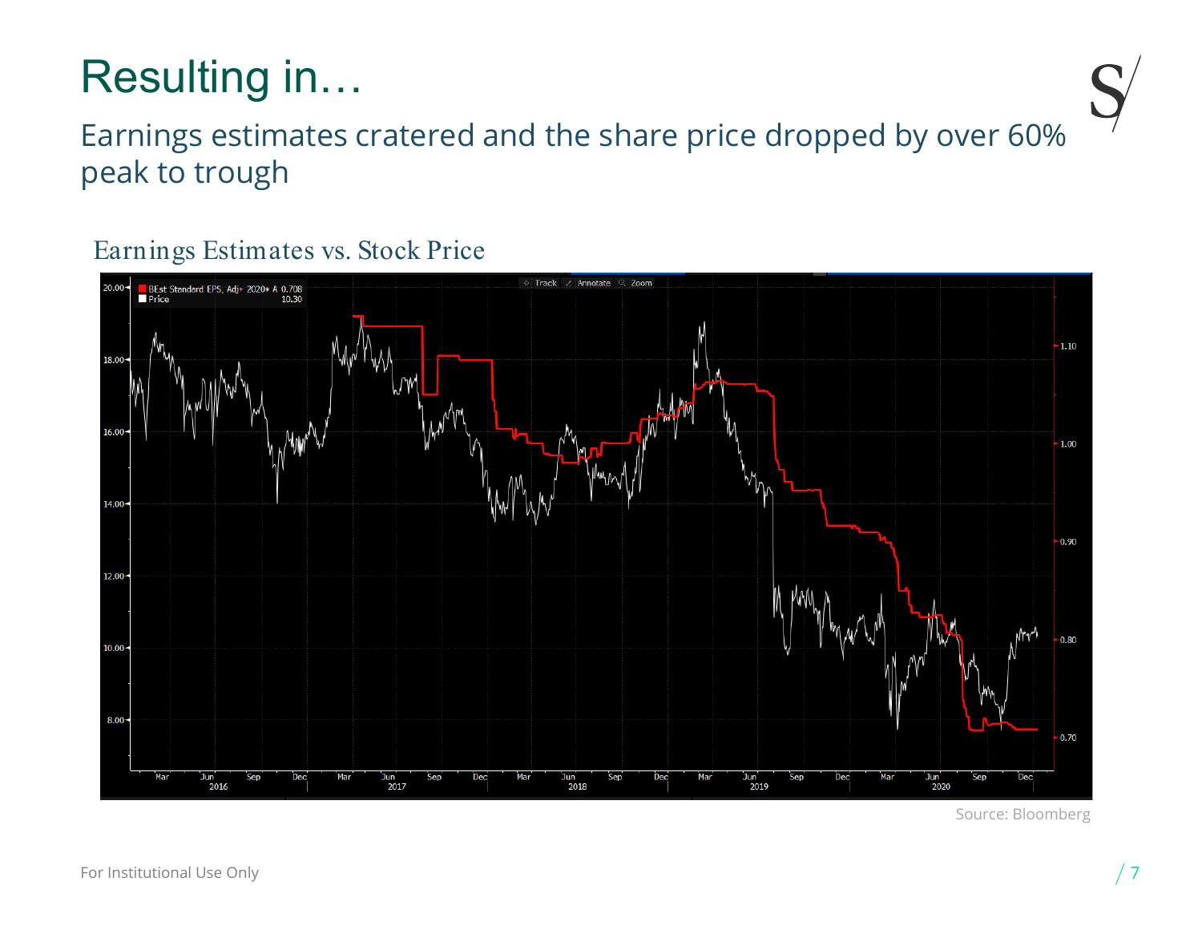# Resulting in…

Earnings estimates cratered and the share price dropped by over 60% peak to trough

Earnings Estimates vs. Stock Price

Source: Bloomberg

For Institutional Use Only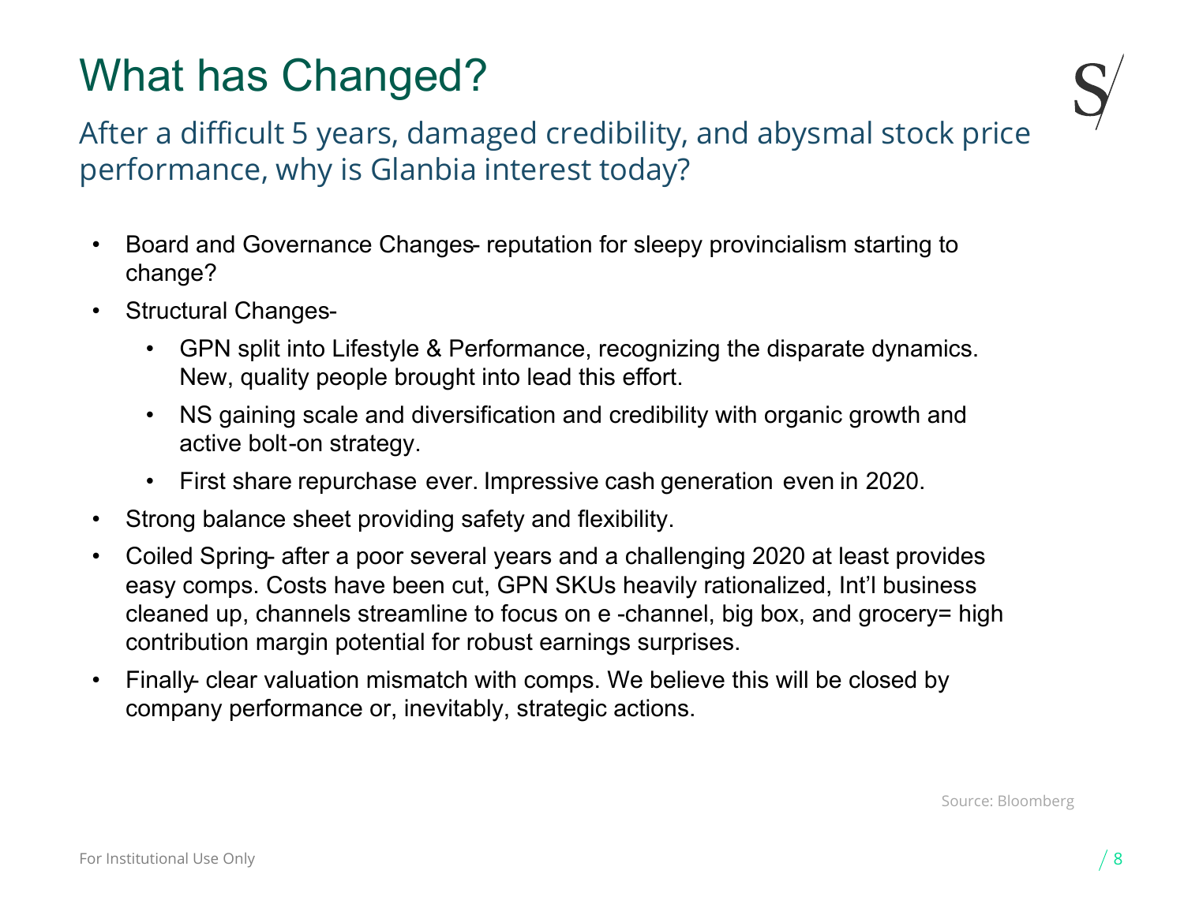# What has Changed?

## After a difficult 5 years, damaged credibility, and abysmal stock price performance, why is Glanbia interest today?

- Board and Governance Changes- reputation for sleepy provincialism starting to change?
- Structural Changes-
  - GPN split into Lifestyle & Performance, recognizing the disparate dynamics. New, quality people brought into lead this effort.
  - NS gaining scale and diversification and credibility with organic growth and active bolt-on strategy.
  - First share repurchase ever. Impressive cash generation even in 2020.
- Strong balance sheet providing safety and flexibility.
- Coiled Spring- after a poor several years and a challenging 2020 at least provides easy comps. Costs have been cut, GPN SKUs heavily rationalized, Int'l business cleaned up, channels streamline to focus on e -channel, big box, and grocery= high contribution margin potential for robust earnings surprises.
- Finally- clear valuation mismatch with comps. We believe this will be closed by company performance or, inevitably, strategic actions.

Source: Bloomberg

For Institutional Use Only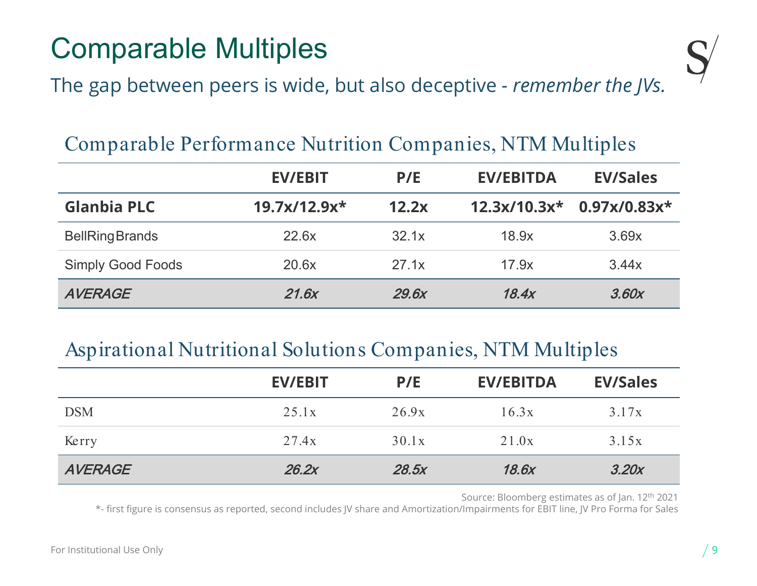# Comparable Multiples

The gap between peers is wide, but also deceptive - *remember the JVs.*

## Comparable Performance Nutrition Companies, NTM Multiples

| | EV/EBIT | P/E | EV/EBITDA | EV/Sales |
|---|---|---|---|---|
| **Glanbia PLC** | **19.7x/12.9x*** | **12.2x** | **12.3x/10.3x*** | **0.97x/0.83x*** |
| BellRing Brands | 22.6x | 32.1x | 18.9x | 3.69x |
| Simply Good Foods | 20.6x | 27.1x | 17.9x | 3.44x |
| *AVERAGE* | *21.6x* | *29.6x* | *18.4x* | *3.60x* |

## Aspirational Nutritional Solutions Companies, NTM Multiples

| | EV/EBIT | P/E | EV/EBITDA | EV/Sales |
|---|---|---|---|---|
| DSM | 25.1x | 26.9x | 16.3x | 3.17x |
| Kerry | 27.4x | 30.1x | 21.0x | 3.15x |
| *AVERAGE* | *26.2x* | *28.5x* | *18.6x* | *3.20x* |

Source: Bloomberg estimates as of Jan. 12th 2021

*- first figure is consensus as reported, second includes JV share and Amortization/Impairments for EBIT line, JV Pro Forma for Sales

For Institutional Use Only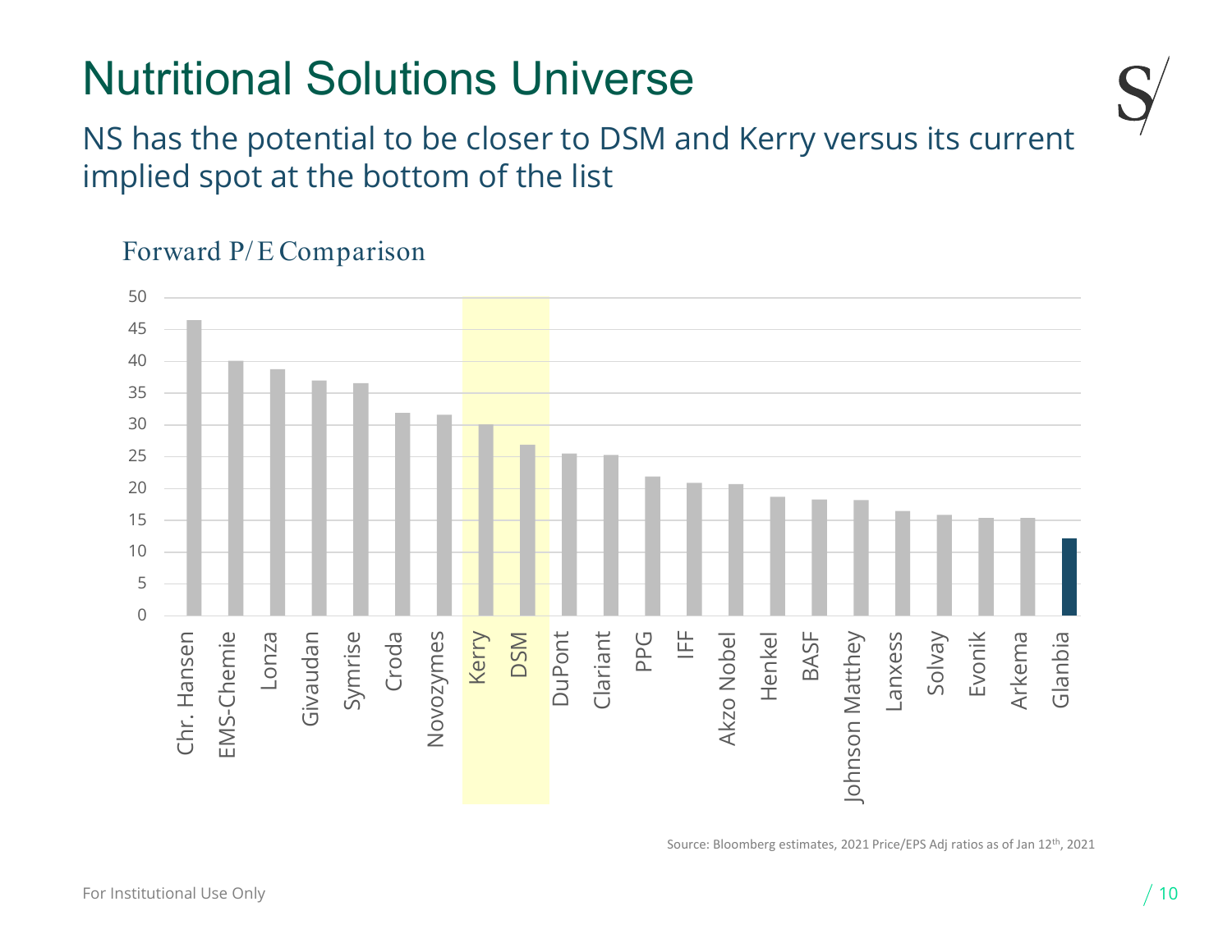# Nutritional Solutions Universe

## NS has the potential to be closer to DSM and Kerry versus its current implied spot at the bottom of the list

### Forward P/E Comparison

| Company | Forward P/E (approx.) |
| --- | --- |
| Chr. Hansen | 46.5 |
| EMS-Chemie | 40 |
| Lonza | 38.8 |
| Givaudan | 37 |
| Symrise | 36.5 |
| Croda | 31.9 |
| Novozymes | 31.6 |
| Kerry | 30 |
| DSM | 26.9 |
| DuPont | 25.5 |
| Clariant | 25.3 |
| PPG | 21.9 |
| IFF | 20.9 |
| Akzo Nobel | 20.7 |
| Henkel | 18.7 |
| BASF | 18.3 |
| Johnson Matthey | 18.2 |
| Lanxess | 16.5 |
| Solvay | 15.9 |
| Evonik | 15.4 |
| Arkema | 15.4 |
| Glanbia | 12.2 |

Source: Bloomberg estimates, 2021 Price/EPS Adj ratios as of Jan 12th, 2021

For Institutional Use Only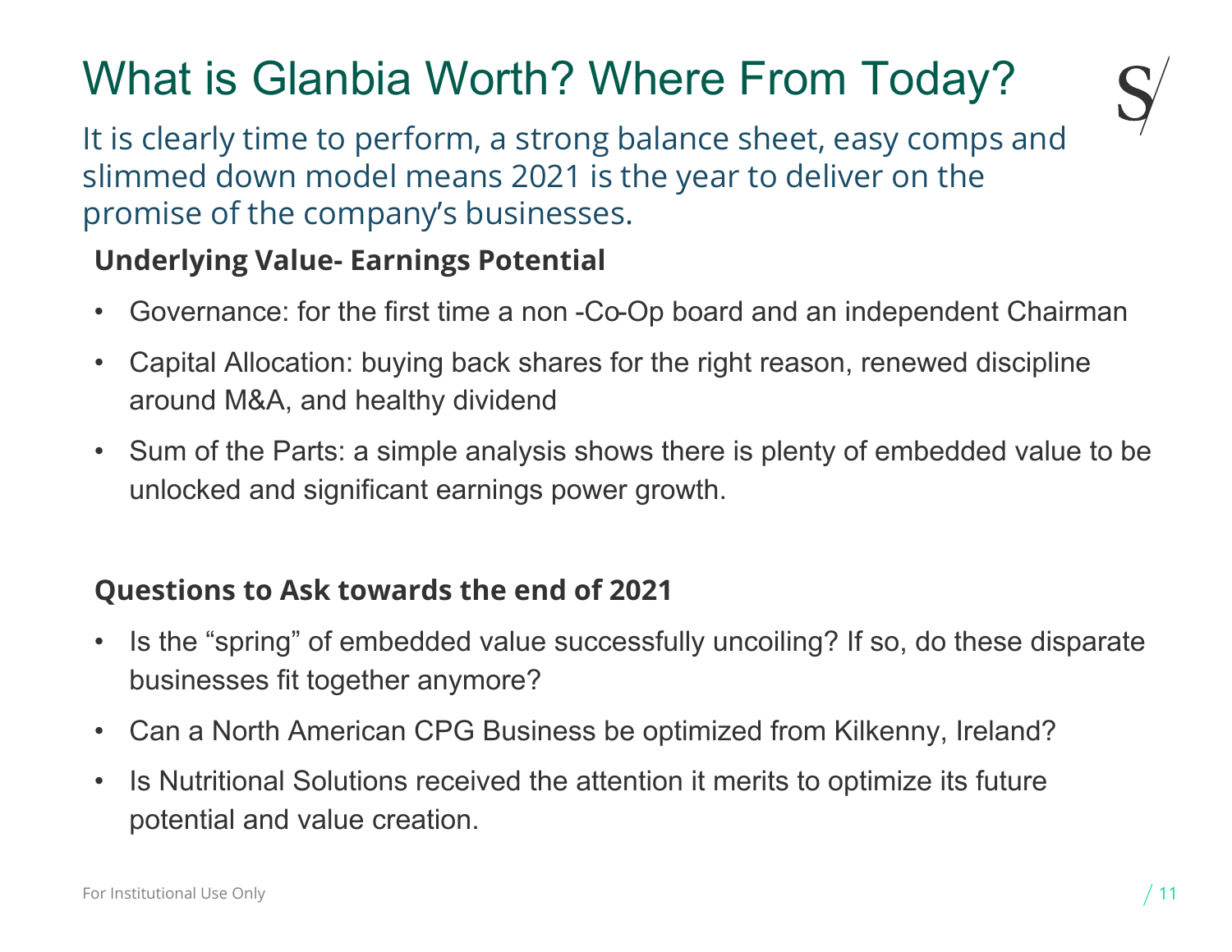# What is Glanbia Worth? Where From Today?

It is clearly time to perform, a strong balance sheet, easy comps and slimmed down model means 2021 is the year to deliver on the promise of the company's businesses.

**Underlying Value- Earnings Potential**

- Governance: for the first time a non -Co-Op board and an independent Chairman
- Capital Allocation: buying back shares for the right reason, renewed discipline around M&A, and healthy dividend
- Sum of the Parts: a simple analysis shows there is plenty of embedded value to be unlocked and significant earnings power growth.

**Questions to Ask towards the end of 2021**

- Is the "spring" of embedded value successfully uncoiling? If so, do these disparate businesses fit together anymore?
- Can a North American CPG Business be optimized from Kilkenny, Ireland?
- Is Nutritional Solutions received the attention it merits to optimize its future potential and value creation.

For Institutional Use Only